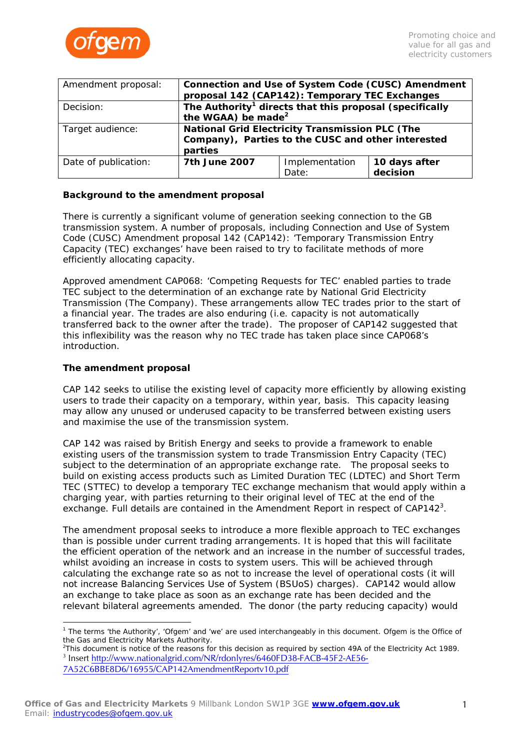| Amendment proposal: | **Connection and Use of System Code (CUSC) Amendment proposal 142 (CAP142): Temporary TEC Exchanges** | | |
|---|---|---|---|
| Decision: | **The Authority[1] directs that this proposal (specifically the WGAA) be made[2]** | | |
| Target audience: | **National Grid Electricity Transmission PLC (The Company), Parties to the CUSC and other interested parties** | | |
| Date of publication: | **7th June 2007** | Implementation Date: | **10 days after decision** |

**Background to the amendment proposal**

There is currently a significant volume of generation seeking connection to the GB transmission system. A number of proposals, including Connection and Use of System Code (CUSC) Amendment proposal 142 (CAP142): 'Temporary Transmission Entry Capacity (TEC) exchanges' have been raised to try to facilitate methods of more efficiently allocating capacity.

Approved amendment CAP068: 'Competing Requests for TEC' enabled parties to trade TEC subject to the determination of an exchange rate by National Grid Electricity Transmission (The Company). These arrangements allow TEC trades prior to the start of a financial year. The trades are also enduring (i.e. capacity is not automatically transferred back to the owner after the trade). The proposer of CAP142 suggested that this inflexibility was the reason why no TEC trade has taken place since CAP068's introduction.

**The amendment proposal**

CAP 142 seeks to utilise the existing level of capacity more efficiently by allowing existing users to trade their capacity on a temporary, within year, basis. This capacity leasing may allow any unused or underused capacity to be transferred between existing users and maximise the use of the transmission system.

CAP 142 was raised by British Energy and seeks to provide a framework to enable existing users of the transmission system to trade Transmission Entry Capacity (TEC) subject to the determination of an appropriate exchange rate. The proposal seeks to build on existing access products such as Limited Duration TEC (LDTEC) and Short Term TEC (STTEC) to develop a temporary TEC exchange mechanism that would apply within a charging year, with parties returning to their original level of TEC at the end of the exchange. Full details are contained in the Amendment Report in respect of CAP142[3].

The amendment proposal seeks to introduce a more flexible approach to TEC exchanges than is possible under current trading arrangements. It is hoped that this will facilitate the efficient operation of the network and an increase in the number of successful trades, whilst avoiding an increase in costs to system users. This will be achieved through calculating the exchange rate so as not to increase the level of operational costs (it will not increase Balancing Services Use of System (BSUoS) charges). CAP142 would allow an exchange to take place as soon as an exchange rate has been decided and the relevant bilateral agreements amended. The donor (the party reducing capacity) would

---

[1] The terms 'the Authority', 'Ofgem' and 'we' are used interchangeably in this document. Ofgem is the Office of the Gas and Electricity Markets Authority.

[2] This document is notice of the reasons for this decision as required by section 49A of the Electricity Act 1989.

[3] Insert http://www.nationalgrid.com/NR/rdonlyres/6460FD38-FACB-45F2-AE56-7A52C6BBE8D6/16955/CAP142AmendmentReportv10.pdf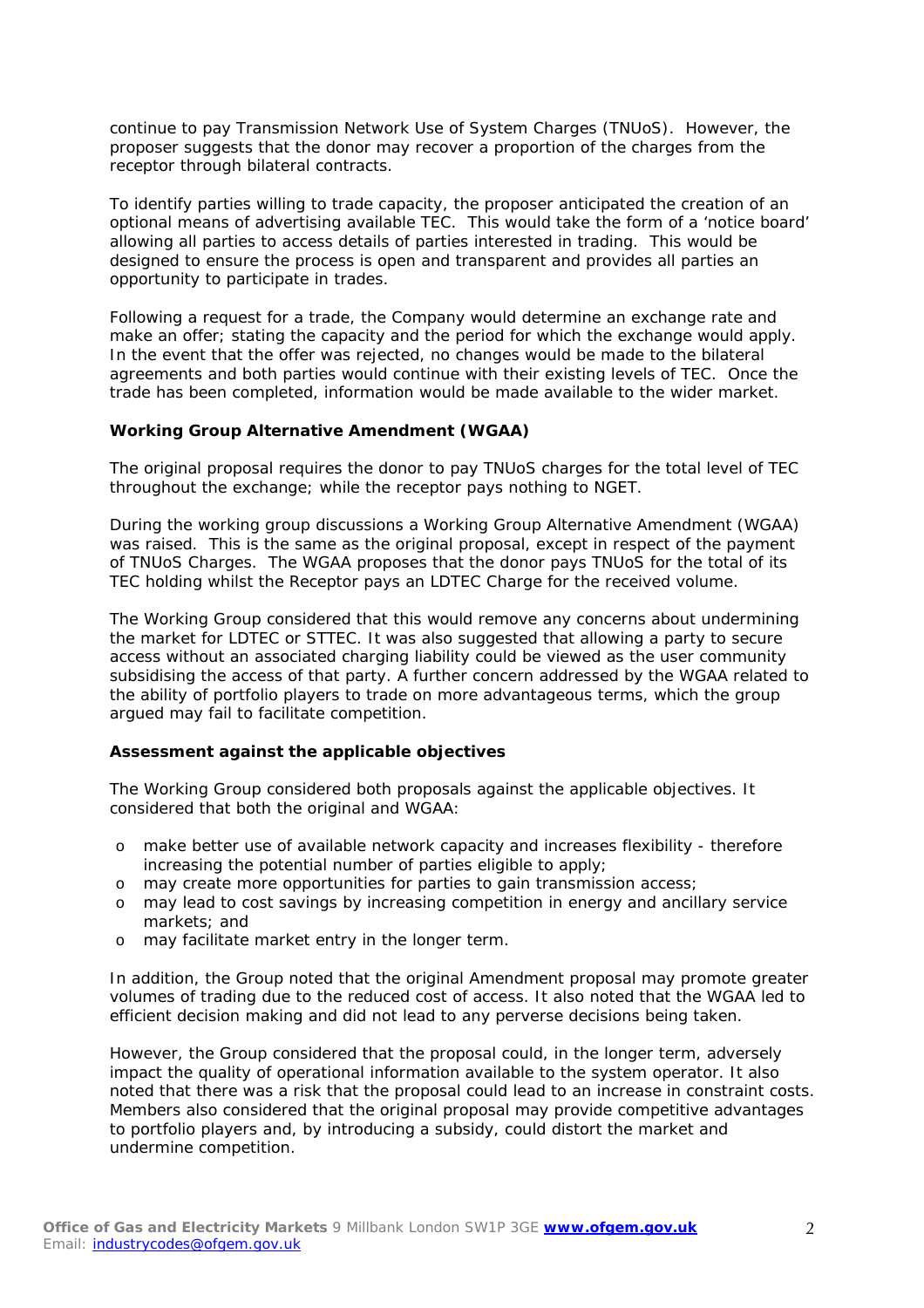continue to pay Transmission Network Use of System Charges (TNUoS). However, the proposer suggests that the donor may recover a proportion of the charges from the receptor through bilateral contracts.

To identify parties willing to trade capacity, the proposer anticipated the creation of an optional means of advertising available TEC. This would take the form of a 'notice board' allowing all parties to access details of parties interested in trading. This would be designed to ensure the process is open and transparent and provides all parties an opportunity to participate in trades.

Following a request for a trade, the Company would determine an exchange rate and make an offer; stating the capacity and the period for which the exchange would apply. In the event that the offer was rejected, no changes would be made to the bilateral agreements and both parties would continue with their existing levels of TEC. Once the trade has been completed, information would be made available to the wider market.

**Working Group Alternative Amendment (WGAA)**

The original proposal requires the donor to pay TNUoS charges for the total level of TEC throughout the exchange; while the receptor pays nothing to NGET.

During the working group discussions a Working Group Alternative Amendment (WGAA) was raised. This is the same as the original proposal, except in respect of the payment of TNUoS Charges. The WGAA proposes that the donor pays TNUoS for the total of its TEC holding whilst the Receptor pays an LDTEC Charge for the received volume.

The Working Group considered that this would remove any concerns about undermining the market for LDTEC or STTEC. It was also suggested that allowing a party to secure access without an associated charging liability could be viewed as the user community subsidising the access of that party. A further concern addressed by the WGAA related to the ability of portfolio players to trade on more advantageous terms, which the group argued may fail to facilitate competition.

**Assessment against the applicable objectives**

The Working Group considered both proposals against the applicable objectives. It considered that both the original and WGAA:

- make better use of available network capacity and increases flexibility - therefore increasing the potential number of parties eligible to apply;
- may create more opportunities for parties to gain transmission access;
- may lead to cost savings by increasing competition in energy and ancillary service markets; and
- may facilitate market entry in the longer term.

In addition, the Group noted that the original Amendment proposal may promote greater volumes of trading due to the reduced cost of access. It also noted that the WGAA led to efficient decision making and did not lead to any perverse decisions being taken.

However, the Group considered that the proposal could, in the longer term, adversely impact the quality of operational information available to the system operator. It also noted that there was a risk that the proposal could lead to an increase in constraint costs. Members also considered that the original proposal may provide competitive advantages to portfolio players and, by introducing a subsidy, could distort the market and undermine competition.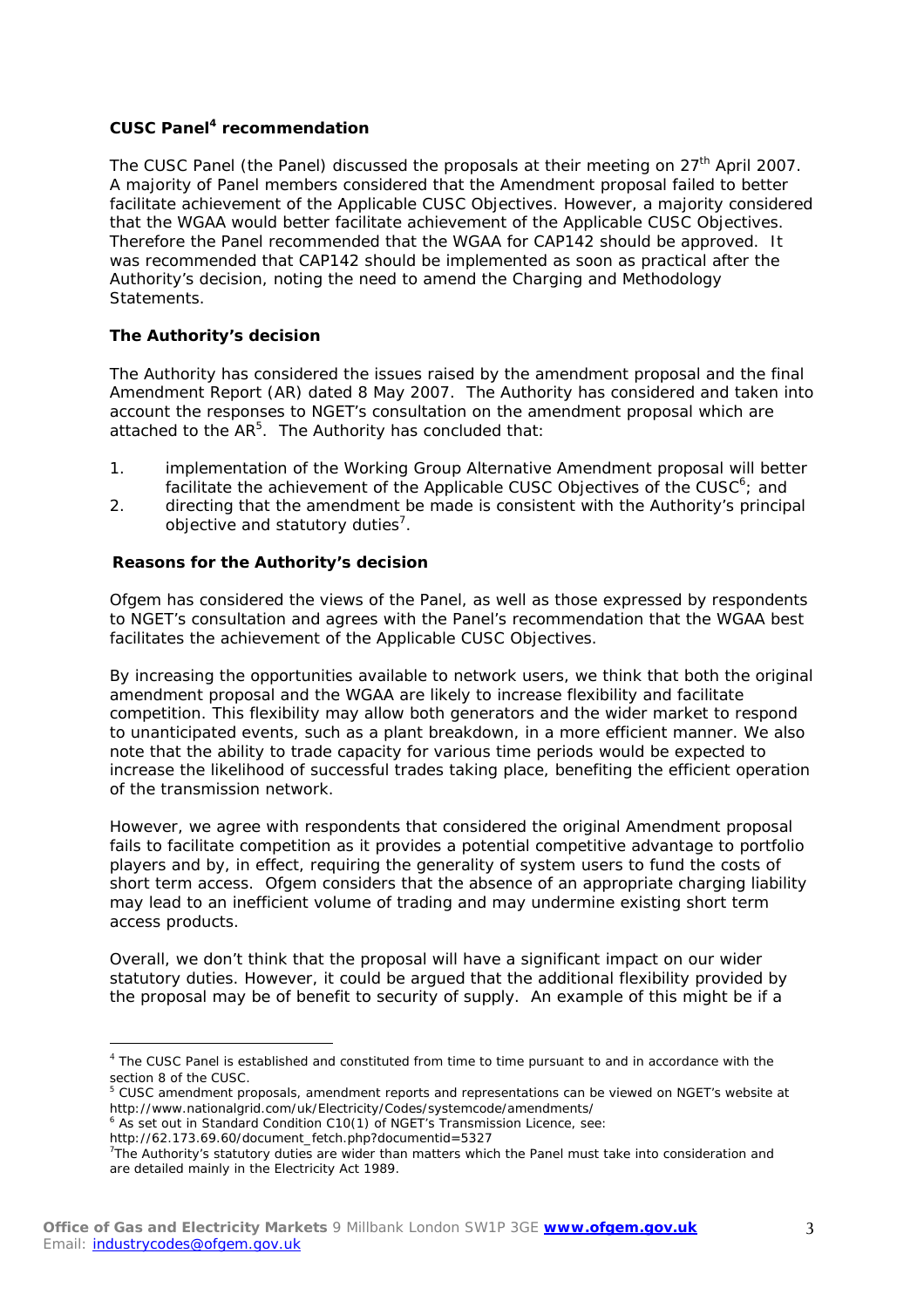### CUSC Panel[4] recommendation

The CUSC Panel (the Panel) discussed the proposals at their meeting on 27th April 2007. A majority of Panel members considered that the Amendment proposal failed to better facilitate achievement of the Applicable CUSC Objectives. However, a majority considered that the WGAA would better facilitate achievement of the Applicable CUSC Objectives. Therefore the Panel recommended that the WGAA for CAP142 should be approved. It was recommended that CAP142 should be implemented as soon as practical after the Authority's decision, noting the need to amend the Charging and Methodology Statements.

### The Authority's decision

The Authority has considered the issues raised by the amendment proposal and the final Amendment Report (AR) dated 8 May 2007. The Authority has considered and taken into account the responses to NGET's consultation on the amendment proposal which are attached to the AR[5]. The Authority has concluded that:

1. implementation of the Working Group Alternative Amendment proposal will better facilitate the achievement of the Applicable CUSC Objectives of the CUSC[6]; and
2. directing that the amendment be made is consistent with the Authority's principal objective and statutory duties[7].

### Reasons for the Authority's decision

Ofgem has considered the views of the Panel, as well as those expressed by respondents to NGET's consultation and agrees with the Panel's recommendation that the WGAA best facilitates the achievement of the Applicable CUSC Objectives.

By increasing the opportunities available to network users, we think that both the original amendment proposal and the WGAA are likely to increase flexibility and facilitate competition. This flexibility may allow both generators and the wider market to respond to unanticipated events, such as a plant breakdown, in a more efficient manner. We also note that the ability to trade capacity for various time periods would be expected to increase the likelihood of successful trades taking place, benefiting the efficient operation of the transmission network.

However, we agree with respondents that considered the original Amendment proposal fails to facilitate competition as it provides a potential competitive advantage to portfolio players and by, in effect, requiring the generality of system users to fund the costs of short term access. Ofgem considers that the absence of an appropriate charging liability may lead to an inefficient volume of trading and may undermine existing short term access products.

Overall, we don't think that the proposal will have a significant impact on our wider statutory duties. However, it could be argued that the additional flexibility provided by the proposal may be of benefit to security of supply. An example of this might be if a

---

[4] The CUSC Panel is established and constituted from time to time pursuant to and in accordance with the section 8 of the CUSC.

[5] CUSC amendment proposals, amendment reports and representations can be viewed on NGET's website at http://www.nationalgrid.com/uk/Electricity/Codes/systemcode/amendments/

[6] As set out in Standard Condition C10(1) of NGET's Transmission Licence, see: http://62.173.69.60/document_fetch.php?documentid=5327

[7] The Authority's statutory duties are wider than matters which the Panel must take into consideration and are detailed mainly in the Electricity Act 1989.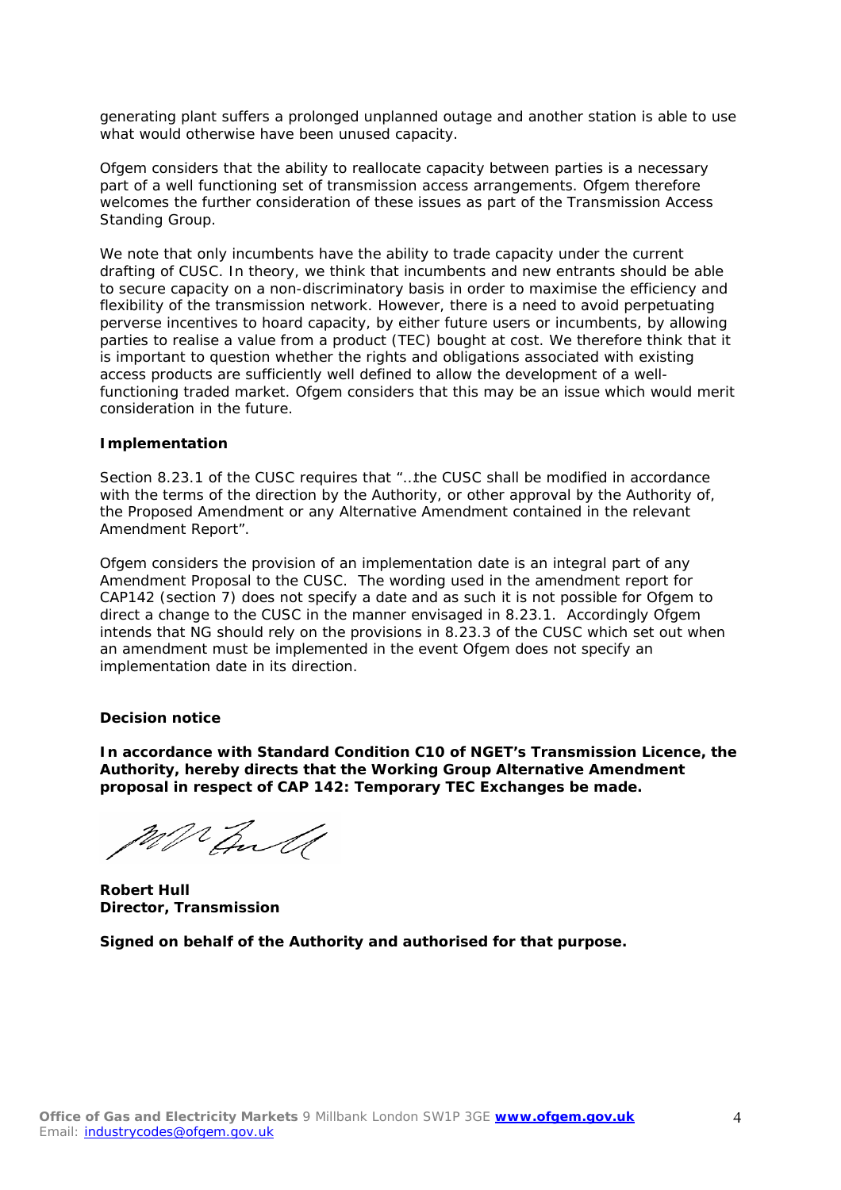generating plant suffers a prolonged unplanned outage and another station is able to use what would otherwise have been unused capacity.

Ofgem considers that the ability to reallocate capacity between parties is a necessary part of a well functioning set of transmission access arrangements. Ofgem therefore welcomes the further consideration of these issues as part of the Transmission Access Standing Group.

We note that only incumbents have the ability to trade capacity under the current drafting of CUSC. In theory, we think that incumbents and new entrants should be able to secure capacity on a non-discriminatory basis in order to maximise the efficiency and flexibility of the transmission network. However, there is a need to avoid perpetuating perverse incentives to hoard capacity, by either future users or incumbents, by allowing parties to realise a value from a product (TEC) bought at cost. We therefore think that it is important to question whether the rights and obligations associated with existing access products are sufficiently well defined to allow the development of a well-functioning traded market. Ofgem considers that this may be an issue which would merit consideration in the future.

**Implementation**

Section 8.23.1 of the CUSC requires that "…the CUSC shall be modified in accordance with the terms of the direction by the Authority, or other approval by the Authority of, the Proposed Amendment or any Alternative Amendment contained in the relevant Amendment Report".

Ofgem considers the provision of an implementation date is an integral part of any Amendment Proposal to the CUSC. The wording used in the amendment report for CAP142 (section 7) does not specify a date and as such it is not possible for Ofgem to direct a change to the CUSC in the manner envisaged in 8.23.1. Accordingly Ofgem intends that NG should rely on the provisions in 8.23.3 of the CUSC which set out when an amendment must be implemented in the event Ofgem does not specify an implementation date in its direction.

**Decision notice**

**In accordance with Standard Condition C10 of NGET's Transmission Licence, the Authority, hereby directs that the Working Group Alternative Amendment proposal in respect of CAP 142: Temporary TEC Exchanges be made.**

**Robert Hull**
**Director, Transmission**

**Signed on behalf of the Authority and authorised for that purpose.**

**Office of Gas and Electricity Markets** 9 Millbank London SW1P 3GE **www.ofgem.gov.uk**
Email: industrycodes@ofgem.gov.uk